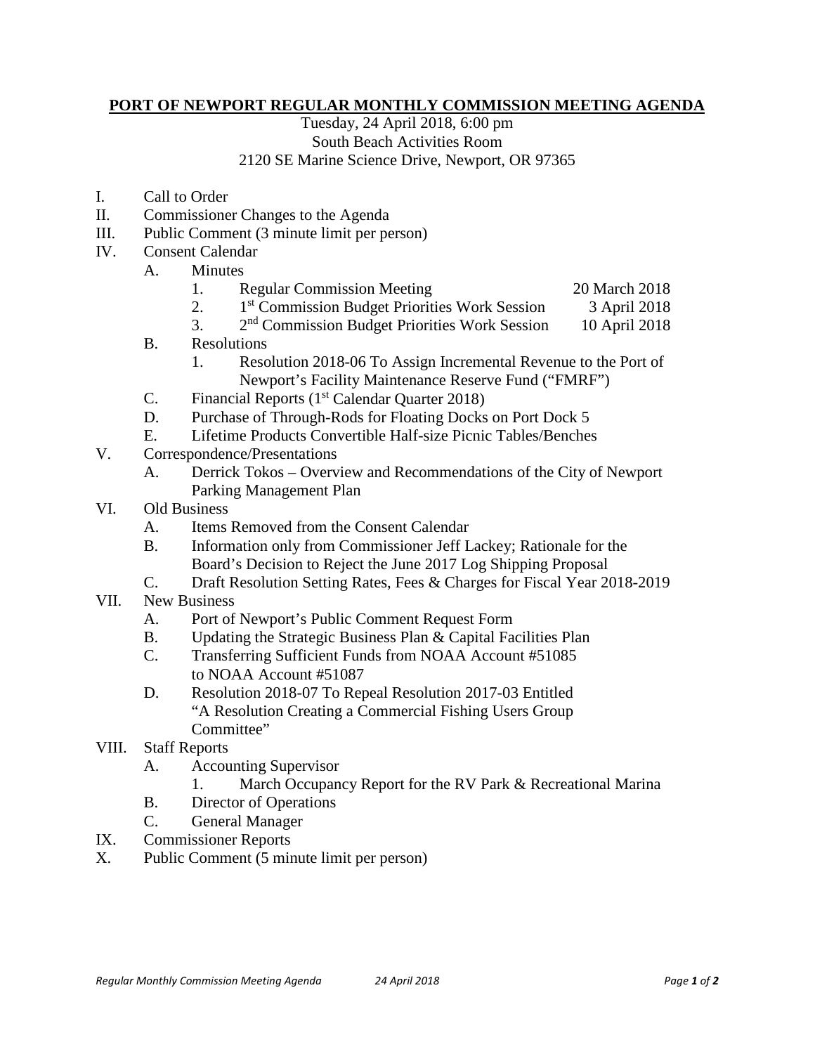# PORT OF NEWPORT REGULAR MONTHLY COMMISSION MEETING AGENDA

Tuesday, 24 April 2018, 6:00 pm
South Beach Activities Room
2120 SE Marine Science Drive, Newport, OR 97365

I. Call to Order

II. Commissioner Changes to the Agenda

III. Public Comment (3 minute limit per person)

IV. Consent Calendar
   - A. Minutes
      1. Regular Commission Meeting — 20 March 2018
      2. 1st Commission Budget Priorities Work Session — 3 April 2018
      3. 2nd Commission Budget Priorities Work Session — 10 April 2018
   - B. Resolutions
      1. Resolution 2018-06 To Assign Incremental Revenue to the Port of Newport's Facility Maintenance Reserve Fund ("FMRF")
   - C. Financial Reports (1st Calendar Quarter 2018)
   - D. Purchase of Through-Rods for Floating Docks on Port Dock 5
   - E. Lifetime Products Convertible Half-size Picnic Tables/Benches

V. Correspondence/Presentations
   - A. Derrick Tokos – Overview and Recommendations of the City of Newport Parking Management Plan

VI. Old Business
   - A. Items Removed from the Consent Calendar
   - B. Information only from Commissioner Jeff Lackey; Rationale for the Board's Decision to Reject the June 2017 Log Shipping Proposal
   - C. Draft Resolution Setting Rates, Fees & Charges for Fiscal Year 2018-2019

VII. New Business
   - A. Port of Newport's Public Comment Request Form
   - B. Updating the Strategic Business Plan & Capital Facilities Plan
   - C. Transferring Sufficient Funds from NOAA Account #51085 to NOAA Account #51087
   - D. Resolution 2018-07 To Repeal Resolution 2017-03 Entitled "A Resolution Creating a Commercial Fishing Users Group Committee"

VIII. Staff Reports
   - A. Accounting Supervisor
      1. March Occupancy Report for the RV Park & Recreational Marina
   - B. Director of Operations
   - C. General Manager

IX. Commissioner Reports

X. Public Comment (5 minute limit per person)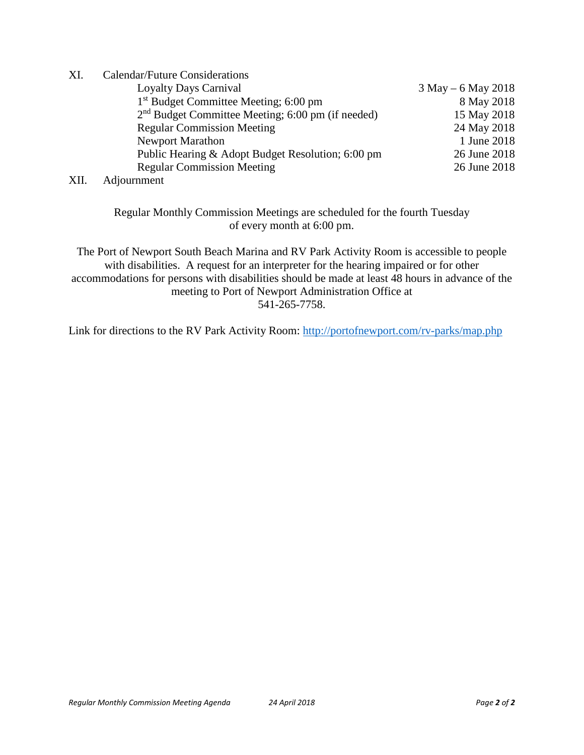XI. Calendar/Future Considerations

| | |
|---|---|
| Loyalty Days Carnival | 3 May – 6 May 2018 |
| 1st Budget Committee Meeting; 6:00 pm | 8 May 2018 |
| 2nd Budget Committee Meeting; 6:00 pm (if needed) | 15 May 2018 |
| Regular Commission Meeting | 24 May 2018 |
| Newport Marathon | 1 June 2018 |
| Public Hearing & Adopt Budget Resolution; 6:00 pm | 26 June 2018 |
| Regular Commission Meeting | 26 June 2018 |

XII. Adjournment

Regular Monthly Commission Meetings are scheduled for the fourth Tuesday of every month at 6:00 pm.

The Port of Newport South Beach Marina and RV Park Activity Room is accessible to people with disabilities. A request for an interpreter for the hearing impaired or for other accommodations for persons with disabilities should be made at least 48 hours in advance of the meeting to Port of Newport Administration Office at 541-265-7758.

Link for directions to the RV Park Activity Room: http://portofnewport.com/rv-parks/map.php